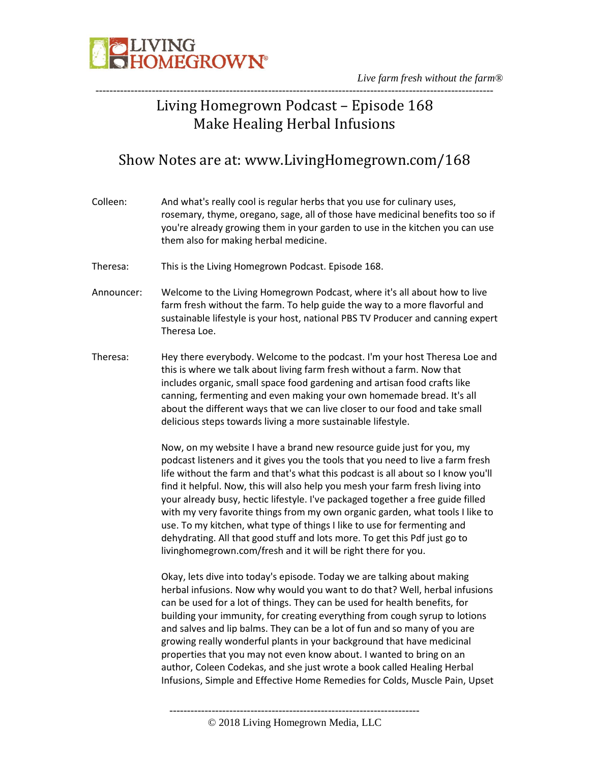# Living Homegrown Podcast – Episode 168
## Make Healing Herbal Infusions

### Show Notes are at: www.LivingHomegrown.com/168

Colleen: And what's really cool is regular herbs that you use for culinary uses, rosemary, thyme, oregano, sage, all of those have medicinal benefits too so if you're already growing them in your garden to use in the kitchen you can use them also for making herbal medicine.

Theresa: This is the Living Homegrown Podcast. Episode 168.

Announcer: Welcome to the Living Homegrown Podcast, where it's all about how to live farm fresh without the farm. To help guide the way to a more flavorful and sustainable lifestyle is your host, national PBS TV Producer and canning expert Theresa Loe.

Theresa: Hey there everybody. Welcome to the podcast. I'm your host Theresa Loe and this is where we talk about living farm fresh without a farm. Now that includes organic, small space food gardening and artisan food crafts like canning, fermenting and even making your own homemade bread. It's all about the different ways that we can live closer to our food and take small delicious steps towards living a more sustainable lifestyle.

Now, on my website I have a brand new resource guide just for you, my podcast listeners and it gives you the tools that you need to live a farm fresh life without the farm and that's what this podcast is all about so I know you'll find it helpful. Now, this will also help you mesh your farm fresh living into your already busy, hectic lifestyle. I've packaged together a free guide filled with my very favorite things from my own organic garden, what tools I like to use. To my kitchen, what type of things I like to use for fermenting and dehydrating. All that good stuff and lots more. To get this Pdf just go to livinghomegrown.com/fresh and it will be right there for you.

Okay, lets dive into today's episode. Today we are talking about making herbal infusions. Now why would you want to do that? Well, herbal infusions can be used for a lot of things. They can be used for health benefits, for building your immunity, for creating everything from cough syrup to lotions and salves and lip balms. They can be a lot of fun and so many of you are growing really wonderful plants in your background that have medicinal properties that you may not even know about. I wanted to bring on an author, Coleen Codekas, and she just wrote a book called Healing Herbal Infusions, Simple and Effective Home Remedies for Colds, Muscle Pain, Upset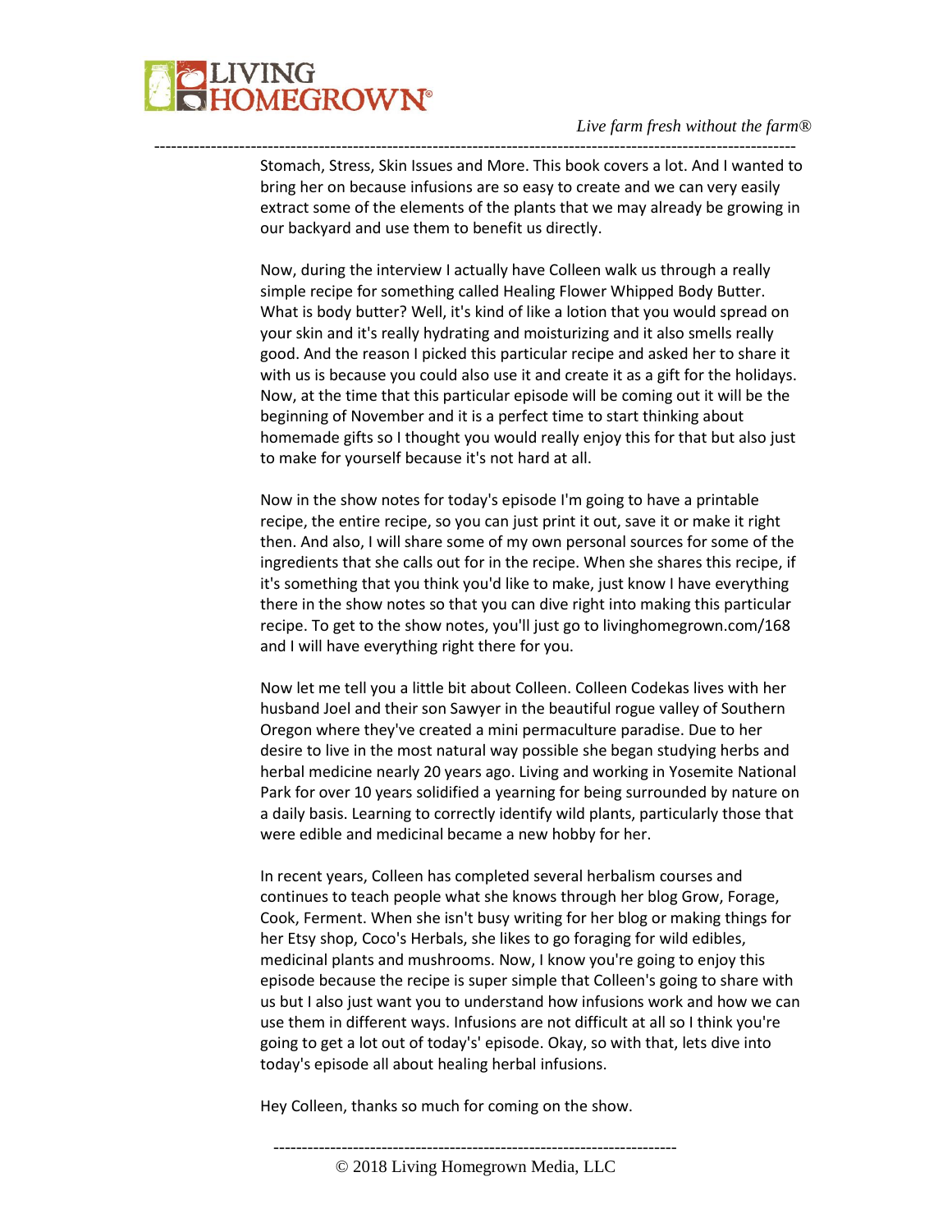Stomach, Stress, Skin Issues and More. This book covers a lot. And I wanted to bring her on because infusions are so easy to create and we can very easily extract some of the elements of the plants that we may already be growing in our backyard and use them to benefit us directly.

Now, during the interview I actually have Colleen walk us through a really simple recipe for something called Healing Flower Whipped Body Butter. What is body butter? Well, it's kind of like a lotion that you would spread on your skin and it's really hydrating and moisturizing and it also smells really good. And the reason I picked this particular recipe and asked her to share it with us is because you could also use it and create it as a gift for the holidays. Now, at the time that this particular episode will be coming out it will be the beginning of November and it is a perfect time to start thinking about homemade gifts so I thought you would really enjoy this for that but also just to make for yourself because it's not hard at all.

Now in the show notes for today's episode I'm going to have a printable recipe, the entire recipe, so you can just print it out, save it or make it right then. And also, I will share some of my own personal sources for some of the ingredients that she calls out for in the recipe. When she shares this recipe, if it's something that you think you'd like to make, just know I have everything there in the show notes so that you can dive right into making this particular recipe. To get to the show notes, you'll just go to livinghomegrown.com/168 and I will have everything right there for you.

Now let me tell you a little bit about Colleen. Colleen Codekas lives with her husband Joel and their son Sawyer in the beautiful rogue valley of Southern Oregon where they've created a mini permaculture paradise. Due to her desire to live in the most natural way possible she began studying herbs and herbal medicine nearly 20 years ago. Living and working in Yosemite National Park for over 10 years solidified a yearning for being surrounded by nature on a daily basis. Learning to correctly identify wild plants, particularly those that were edible and medicinal became a new hobby for her.

In recent years, Colleen has completed several herbalism courses and continues to teach people what she knows through her blog Grow, Forage, Cook, Ferment. When she isn't busy writing for her blog or making things for her Etsy shop, Coco's Herbals, she likes to go foraging for wild edibles, medicinal plants and mushrooms. Now, I know you're going to enjoy this episode because the recipe is super simple that Colleen's going to share with us but I also just want you to understand how infusions work and how we can use them in different ways. Infusions are not difficult at all so I think you're going to get a lot out of today's' episode. Okay, so with that, lets dive into today's episode all about healing herbal infusions.

Hey Colleen, thanks so much for coming on the show.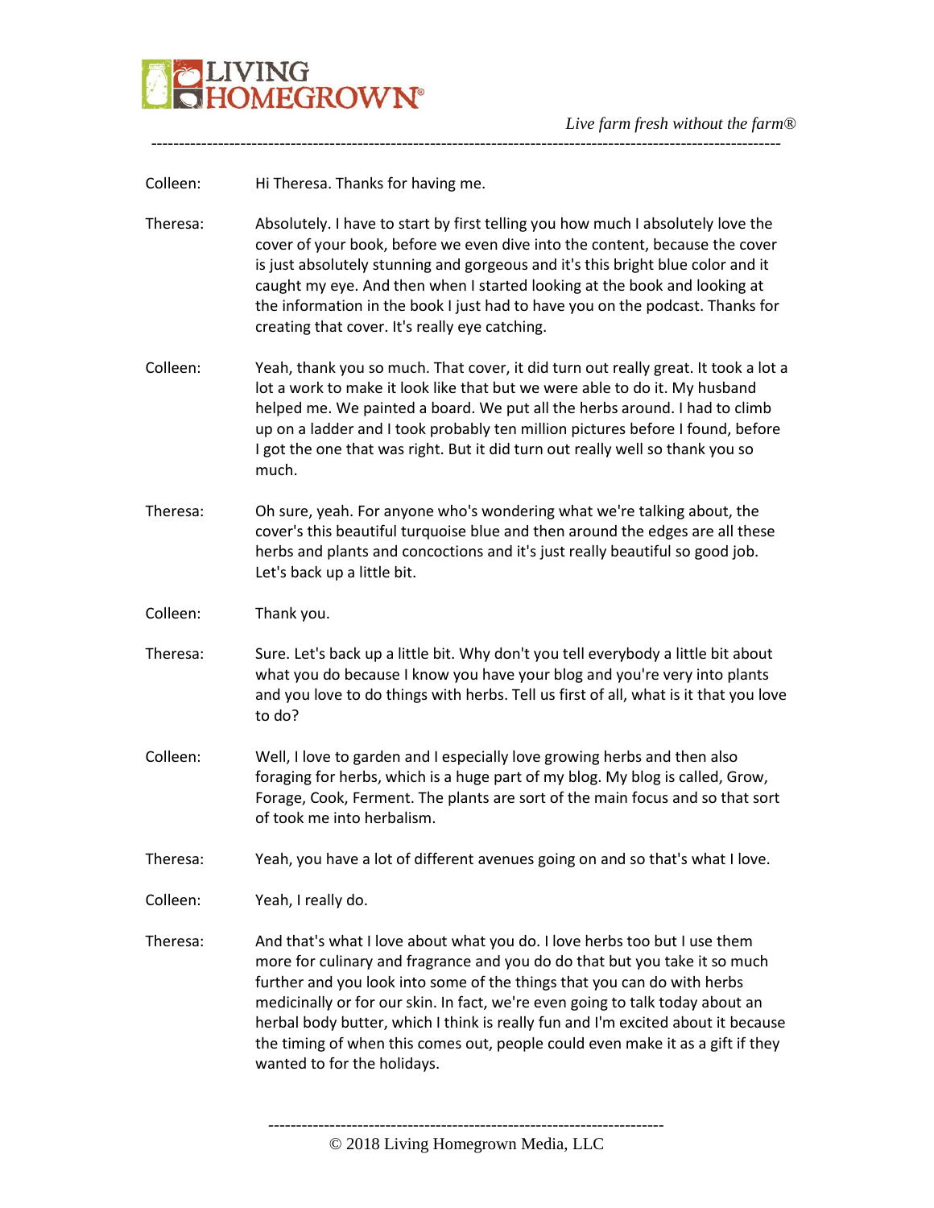Colleen: Hi Theresa. Thanks for having me.

Theresa: Absolutely. I have to start by first telling you how much I absolutely love the cover of your book, before we even dive into the content, because the cover is just absolutely stunning and gorgeous and it's this bright blue color and it caught my eye. And then when I started looking at the book and looking at the information in the book I just had to have you on the podcast. Thanks for creating that cover. It's really eye catching.

Colleen: Yeah, thank you so much. That cover, it did turn out really great. It took a lot a lot a work to make it look like that but we were able to do it. My husband helped me. We painted a board. We put all the herbs around. I had to climb up on a ladder and I took probably ten million pictures before I found, before I got the one that was right. But it did turn out really well so thank you so much.

Theresa: Oh sure, yeah. For anyone who's wondering what we're talking about, the cover's this beautiful turquoise blue and then around the edges are all these herbs and plants and concoctions and it's just really beautiful so good job. Let's back up a little bit.

Colleen: Thank you.

Theresa: Sure. Let's back up a little bit. Why don't you tell everybody a little bit about what you do because I know you have your blog and you're very into plants and you love to do things with herbs. Tell us first of all, what is it that you love to do?

Colleen: Well, I love to garden and I especially love growing herbs and then also foraging for herbs, which is a huge part of my blog. My blog is called, Grow, Forage, Cook, Ferment. The plants are sort of the main focus and so that sort of took me into herbalism.

Theresa: Yeah, you have a lot of different avenues going on and so that's what I love.

Colleen: Yeah, I really do.

Theresa: And that's what I love about what you do. I love herbs too but I use them more for culinary and fragrance and you do do that but you take it so much further and you look into some of the things that you can do with herbs medicinally or for our skin. In fact, we're even going to talk today about an herbal body butter, which I think is really fun and I'm excited about it because the timing of when this comes out, people could even make it as a gift if they wanted to for the holidays.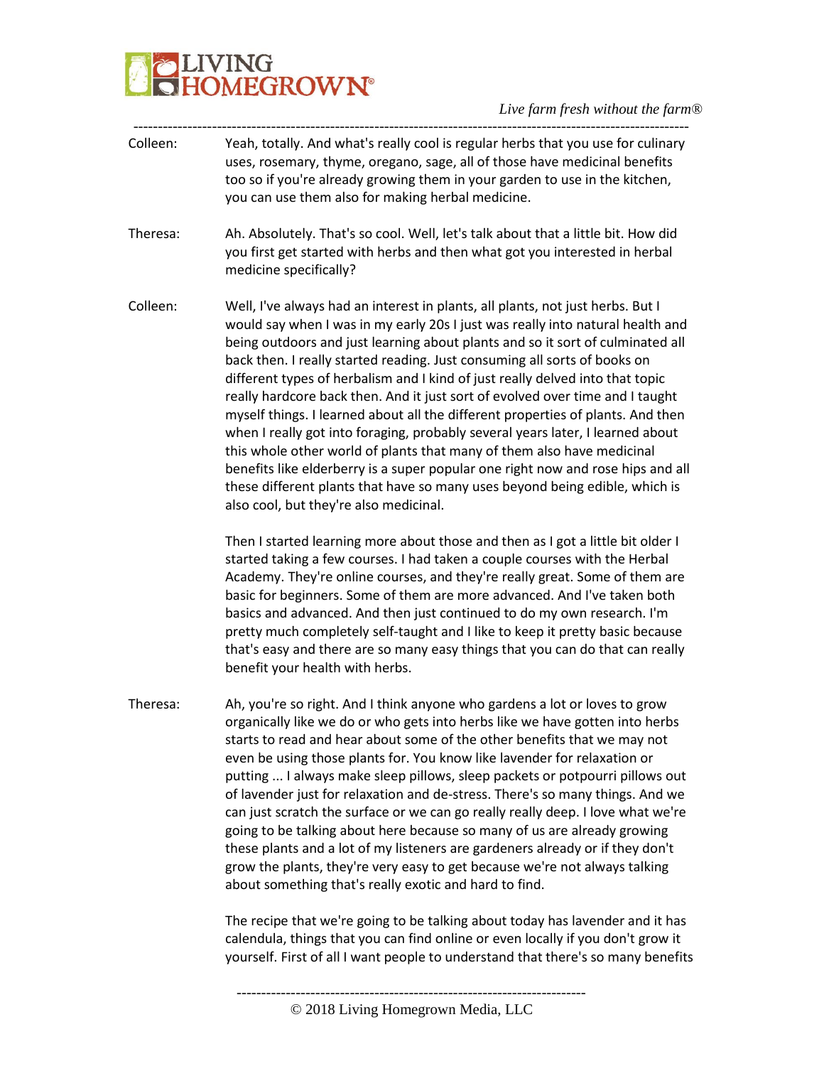Colleen: Yeah, totally. And what's really cool is regular herbs that you use for culinary uses, rosemary, thyme, oregano, sage, all of those have medicinal benefits too so if you're already growing them in your garden to use in the kitchen, you can use them also for making herbal medicine.

Theresa: Ah. Absolutely. That's so cool. Well, let's talk about that a little bit. How did you first get started with herbs and then what got you interested in herbal medicine specifically?

Colleen: Well, I've always had an interest in plants, all plants, not just herbs. But I would say when I was in my early 20s I just was really into natural health and being outdoors and just learning about plants and so it sort of culminated all back then. I really started reading. Just consuming all sorts of books on different types of herbalism and I kind of just really delved into that topic really hardcore back then. And it just sort of evolved over time and I taught myself things. I learned about all the different properties of plants. And then when I really got into foraging, probably several years later, I learned about this whole other world of plants that many of them also have medicinal benefits like elderberry is a super popular one right now and rose hips and all these different plants that have so many uses beyond being edible, which is also cool, but they're also medicinal.

Then I started learning more about those and then as I got a little bit older I started taking a few courses. I had taken a couple courses with the Herbal Academy. They're online courses, and they're really great. Some of them are basic for beginners. Some of them are more advanced. And I've taken both basics and advanced. And then just continued to do my own research. I'm pretty much completely self-taught and I like to keep it pretty basic because that's easy and there are so many easy things that you can do that can really benefit your health with herbs.

Theresa: Ah, you're so right. And I think anyone who gardens a lot or loves to grow organically like we do or who gets into herbs like we have gotten into herbs starts to read and hear about some of the other benefits that we may not even be using those plants for. You know like lavender for relaxation or putting ... I always make sleep pillows, sleep packets or potpourri pillows out of lavender just for relaxation and de-stress. There's so many things. And we can just scratch the surface or we can go really really deep. I love what we're going to be talking about here because so many of us are already growing these plants and a lot of my listeners are gardeners already or if they don't grow the plants, they're very easy to get because we're not always talking about something that's really exotic and hard to find.

The recipe that we're going to be talking about today has lavender and it has calendula, things that you can find online or even locally if you don't grow it yourself. First of all I want people to understand that there's so many benefits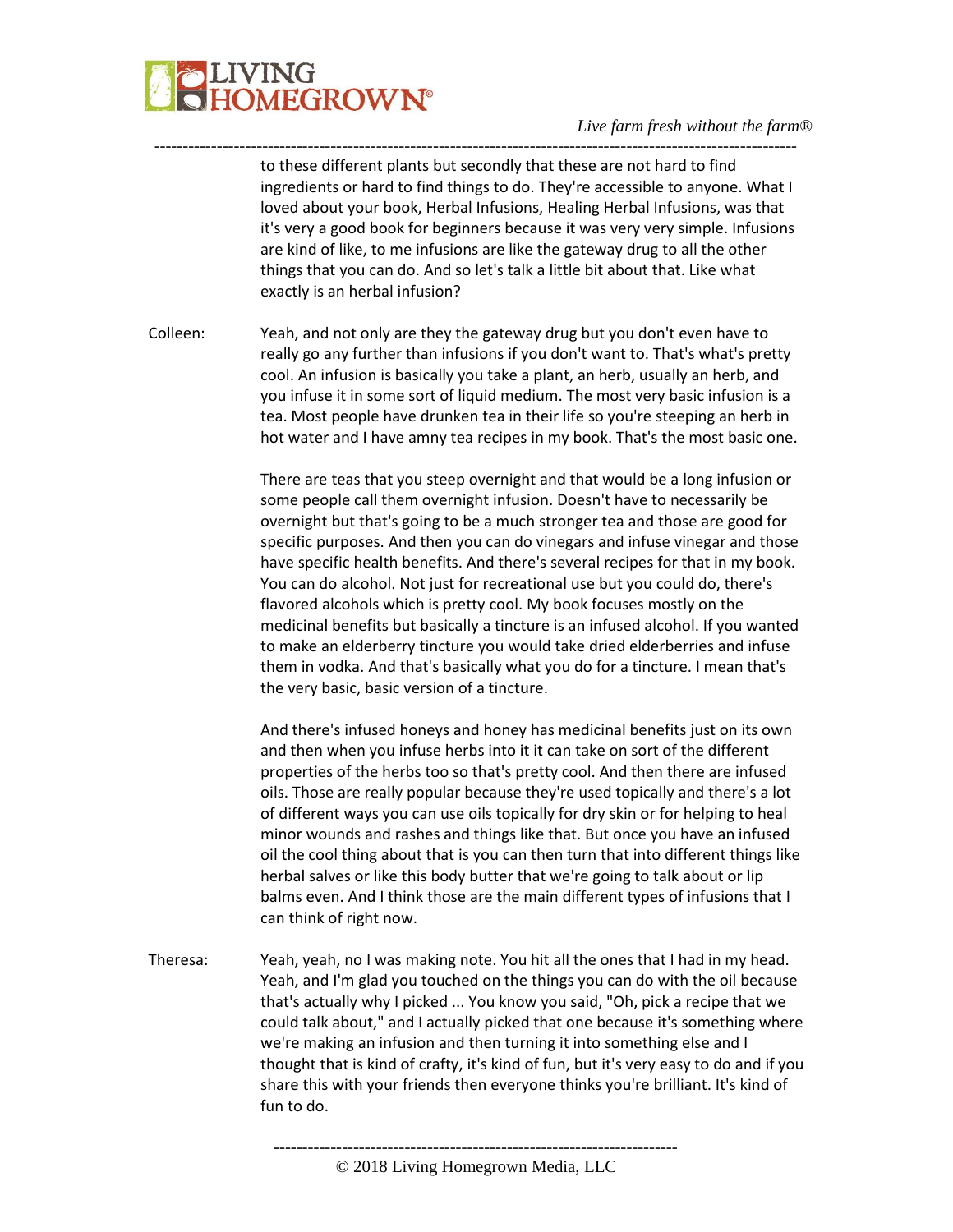to these different plants but secondly that these are not hard to find ingredients or hard to find things to do. They're accessible to anyone. What I loved about your book, Herbal Infusions, Healing Herbal Infusions, was that it's very a good book for beginners because it was very very simple. Infusions are kind of like, to me infusions are like the gateway drug to all the other things that you can do. And so let's talk a little bit about that. Like what exactly is an herbal infusion?

Colleen: Yeah, and not only are they the gateway drug but you don't even have to really go any further than infusions if you don't want to. That's what's pretty cool. An infusion is basically you take a plant, an herb, usually an herb, and you infuse it in some sort of liquid medium. The most very basic infusion is a tea. Most people have drunken tea in their life so you're steeping an herb in hot water and I have amny tea recipes in my book. That's the most basic one.

There are teas that you steep overnight and that would be a long infusion or some people call them overnight infusion. Doesn't have to necessarily be overnight but that's going to be a much stronger tea and those are good for specific purposes. And then you can do vinegars and infuse vinegar and those have specific health benefits. And there's several recipes for that in my book. You can do alcohol. Not just for recreational use but you could do, there's flavored alcohols which is pretty cool. My book focuses mostly on the medicinal benefits but basically a tincture is an infused alcohol. If you wanted to make an elderberry tincture you would take dried elderberries and infuse them in vodka. And that's basically what you do for a tincture. I mean that's the very basic, basic version of a tincture.

And there's infused honeys and honey has medicinal benefits just on its own and then when you infuse herbs into it it can take on sort of the different properties of the herbs too so that's pretty cool. And then there are infused oils. Those are really popular because they're used topically and there's a lot of different ways you can use oils topically for dry skin or for helping to heal minor wounds and rashes and things like that. But once you have an infused oil the cool thing about that is you can then turn that into different things like herbal salves or like this body butter that we're going to talk about or lip balms even. And I think those are the main different types of infusions that I can think of right now.

Theresa: Yeah, yeah, no I was making note. You hit all the ones that I had in my head. Yeah, and I'm glad you touched on the things you can do with the oil because that's actually why I picked ... You know you said, "Oh, pick a recipe that we could talk about," and I actually picked that one because it's something where we're making an infusion and then turning it into something else and I thought that is kind of crafty, it's kind of fun, but it's very easy to do and if you share this with your friends then everyone thinks you're brilliant. It's kind of fun to do.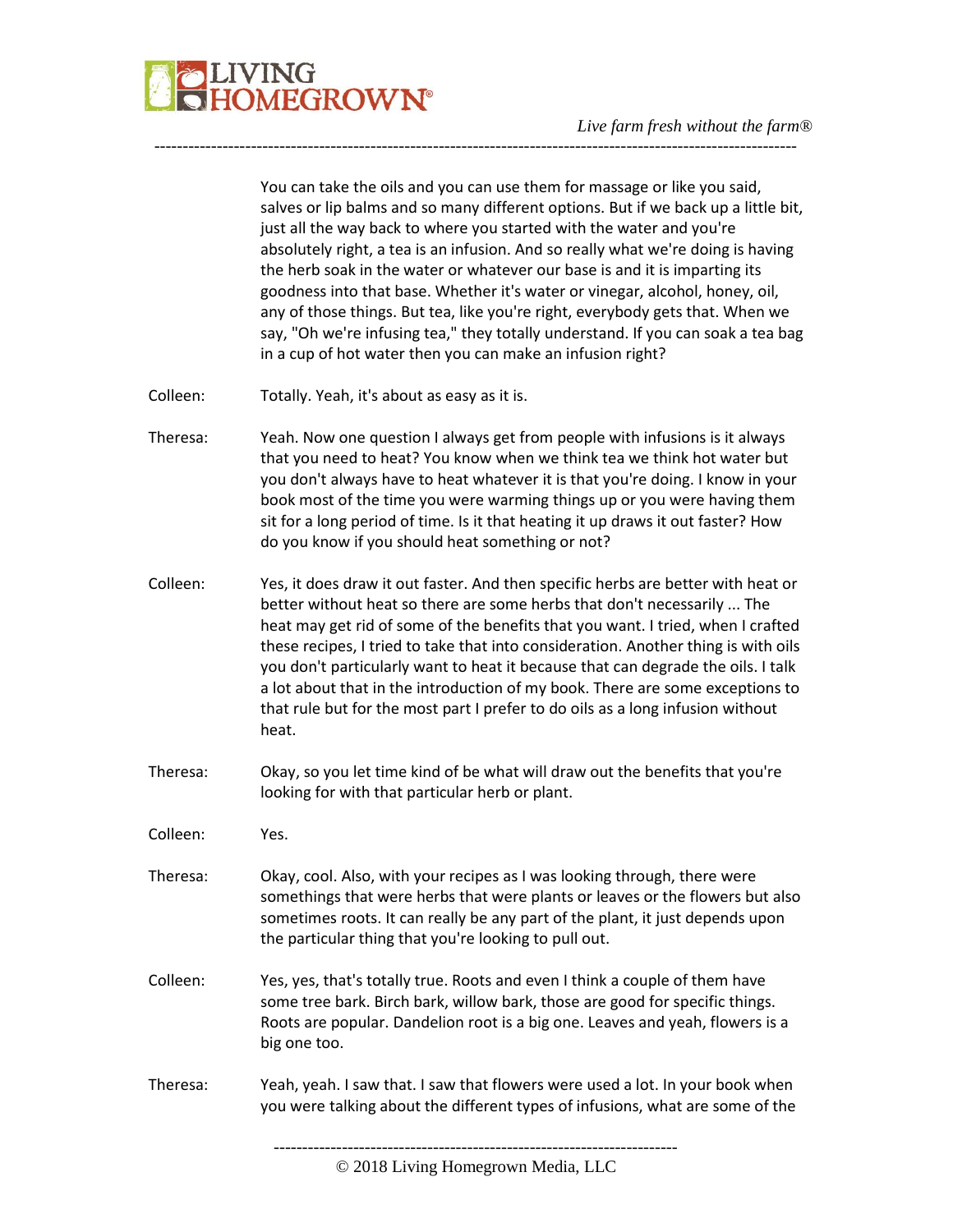You can take the oils and you can use them for massage or like you said, salves or lip balms and so many different options. But if we back up a little bit, just all the way back to where you started with the water and you're absolutely right, a tea is an infusion. And so really what we're doing is having the herb soak in the water or whatever our base is and it is imparting its goodness into that base. Whether it's water or vinegar, alcohol, honey, oil, any of those things. But tea, like you're right, everybody gets that. When we say, "Oh we're infusing tea," they totally understand. If you can soak a tea bag in a cup of hot water then you can make an infusion right?

Colleen: Totally. Yeah, it's about as easy as it is.

Theresa: Yeah. Now one question I always get from people with infusions is it always that you need to heat? You know when we think tea we think hot water but you don't always have to heat whatever it is that you're doing. I know in your book most of the time you were warming things up or you were having them sit for a long period of time. Is it that heating it up draws it out faster? How do you know if you should heat something or not?

Colleen: Yes, it does draw it out faster. And then specific herbs are better with heat or better without heat so there are some herbs that don't necessarily ... The heat may get rid of some of the benefits that you want. I tried, when I crafted these recipes, I tried to take that into consideration. Another thing is with oils you don't particularly want to heat it because that can degrade the oils. I talk a lot about that in the introduction of my book. There are some exceptions to that rule but for the most part I prefer to do oils as a long infusion without heat.

Theresa: Okay, so you let time kind of be what will draw out the benefits that you're looking for with that particular herb or plant.

Colleen: Yes.

Theresa: Okay, cool. Also, with your recipes as I was looking through, there were somethings that were herbs that were plants or leaves or the flowers but also sometimes roots. It can really be any part of the plant, it just depends upon the particular thing that you're looking to pull out.

Colleen: Yes, yes, that's totally true. Roots and even I think a couple of them have some tree bark. Birch bark, willow bark, those are good for specific things. Roots are popular. Dandelion root is a big one. Leaves and yeah, flowers is a big one too.

Theresa: Yeah, yeah. I saw that. I saw that flowers were used a lot. In your book when you were talking about the different types of infusions, what are some of the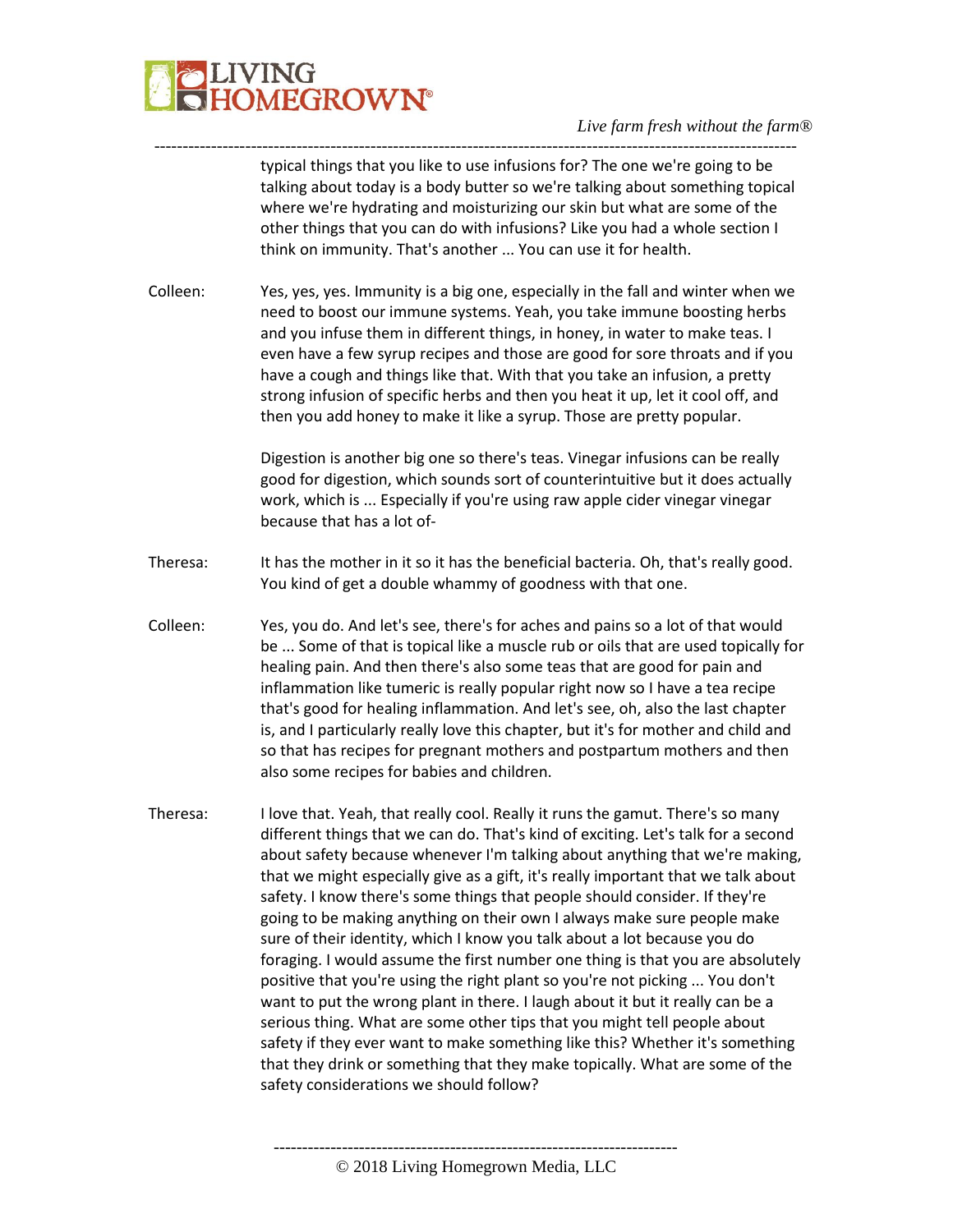typical things that you like to use infusions for? The one we're going to be talking about today is a body butter so we're talking about something topical where we're hydrating and moisturizing our skin but what are some of the other things that you can do with infusions? Like you had a whole section I think on immunity. That's another ... You can use it for health.

Colleen: Yes, yes, yes. Immunity is a big one, especially in the fall and winter when we need to boost our immune systems. Yeah, you take immune boosting herbs and you infuse them in different things, in honey, in water to make teas. I even have a few syrup recipes and those are good for sore throats and if you have a cough and things like that. With that you take an infusion, a pretty strong infusion of specific herbs and then you heat it up, let it cool off, and then you add honey to make it like a syrup. Those are pretty popular.

Digestion is another big one so there's teas. Vinegar infusions can be really good for digestion, which sounds sort of counterintuitive but it does actually work, which is ... Especially if you're using raw apple cider vinegar vinegar because that has a lot of-

Theresa: It has the mother in it so it has the beneficial bacteria. Oh, that's really good. You kind of get a double whammy of goodness with that one.

Colleen: Yes, you do. And let's see, there's for aches and pains so a lot of that would be ... Some of that is topical like a muscle rub or oils that are used topically for healing pain. And then there's also some teas that are good for pain and inflammation like tumeric is really popular right now so I have a tea recipe that's good for healing inflammation. And let's see, oh, also the last chapter is, and I particularly really love this chapter, but it's for mother and child and so that has recipes for pregnant mothers and postpartum mothers and then also some recipes for babies and children.

Theresa: I love that. Yeah, that really cool. Really it runs the gamut. There's so many different things that we can do. That's kind of exciting. Let's talk for a second about safety because whenever I'm talking about anything that we're making, that we might especially give as a gift, it's really important that we talk about safety. I know there's some things that people should consider. If they're going to be making anything on their own I always make sure people make sure of their identity, which I know you talk about a lot because you do foraging. I would assume the first number one thing is that you are absolutely positive that you're using the right plant so you're not picking ... You don't want to put the wrong plant in there. I laugh about it but it really can be a serious thing. What are some other tips that you might tell people about safety if they ever want to make something like this? Whether it's something that they drink or something that they make topically. What are some of the safety considerations we should follow?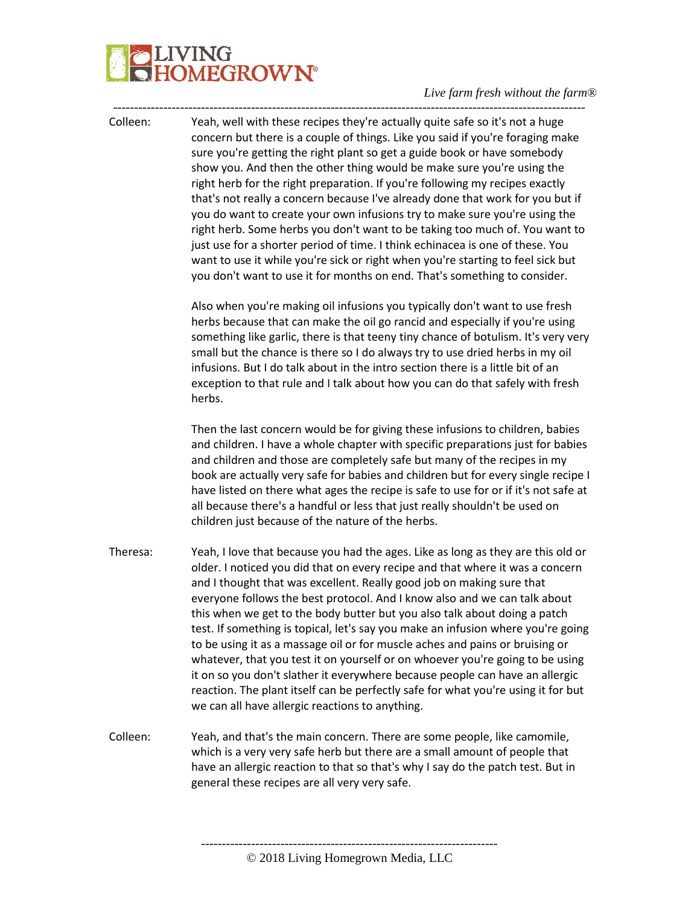Colleen: Yeah, well with these recipes they're actually quite safe so it's not a huge concern but there is a couple of things. Like you said if you're foraging make sure you're getting the right plant so get a guide book or have somebody show you. And then the other thing would be make sure you're using the right herb for the right preparation. If you're following my recipes exactly that's not really a concern because I've already done that work for you but if you do want to create your own infusions try to make sure you're using the right herb. Some herbs you don't want to be taking too much of. You want to just use for a shorter period of time. I think echinacea is one of these. You want to use it while you're sick or right when you're starting to feel sick but you don't want to use it for months on end. That's something to consider.

Also when you're making oil infusions you typically don't want to use fresh herbs because that can make the oil go rancid and especially if you're using something like garlic, there is that teeny tiny chance of botulism. It's very very small but the chance is there so I do always try to use dried herbs in my oil infusions. But I do talk about in the intro section there is a little bit of an exception to that rule and I talk about how you can do that safely with fresh herbs.

Then the last concern would be for giving these infusions to children, babies and children. I have a whole chapter with specific preparations just for babies and children and those are completely safe but many of the recipes in my book are actually very safe for babies and children but for every single recipe I have listed on there what ages the recipe is safe to use for or if it's not safe at all because there's a handful or less that just really shouldn't be used on children just because of the nature of the herbs.

Theresa: Yeah, I love that because you had the ages. Like as long as they are this old or older. I noticed you did that on every recipe and that where it was a concern and I thought that was excellent. Really good job on making sure that everyone follows the best protocol. And I know also and we can talk about this when we get to the body butter but you also talk about doing a patch test. If something is topical, let's say you make an infusion where you're going to be using it as a massage oil or for muscle aches and pains or bruising or whatever, that you test it on yourself or on whoever you're going to be using it on so you don't slather it everywhere because people can have an allergic reaction. The plant itself can be perfectly safe for what you're using it for but we can all have allergic reactions to anything.

Colleen: Yeah, and that's the main concern. There are some people, like camomile, which is a very very safe herb but there are a small amount of people that have an allergic reaction to that so that's why I say do the patch test. But in general these recipes are all very very safe.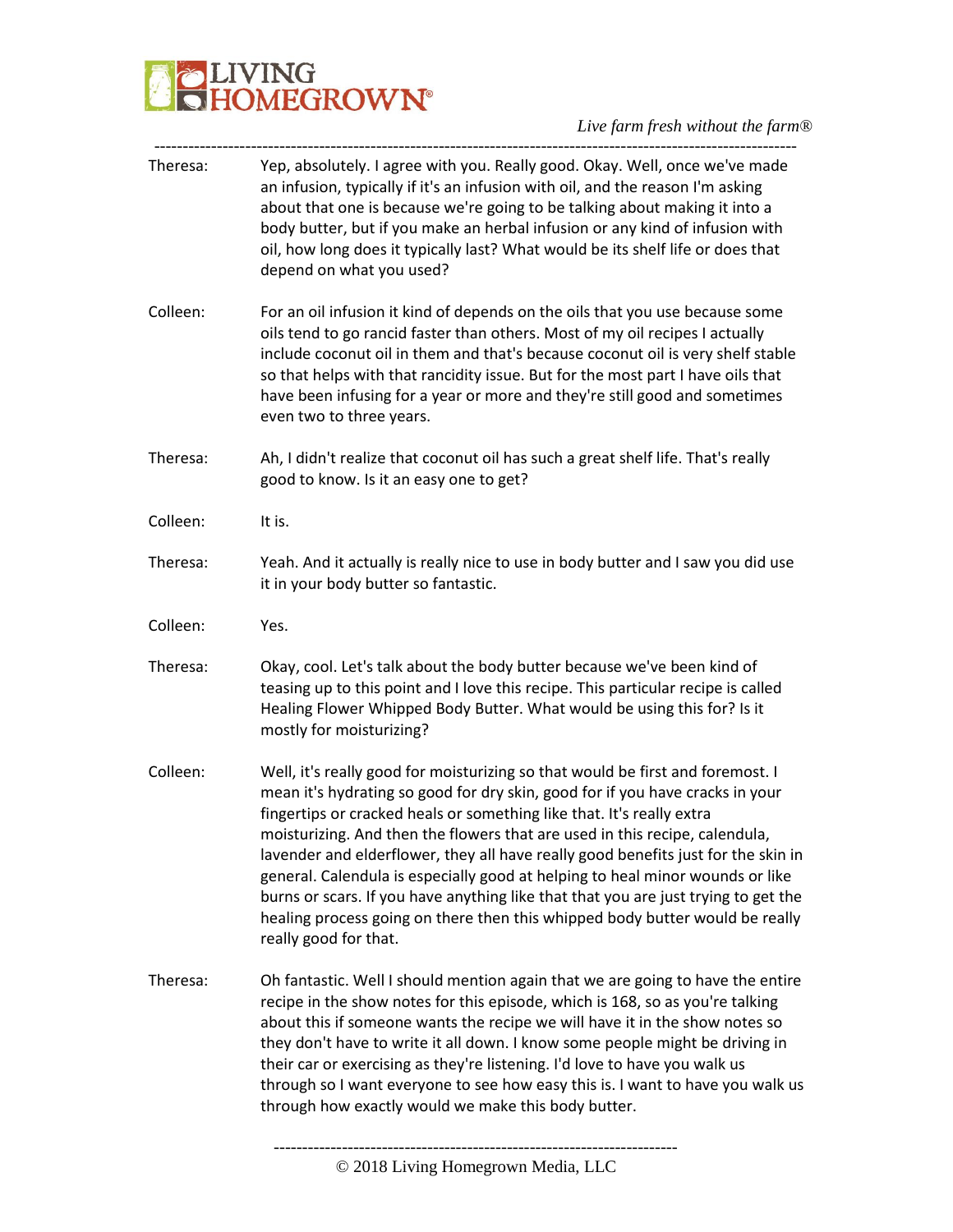Theresa: Yep, absolutely. I agree with you. Really good. Okay. Well, once we've made an infusion, typically if it's an infusion with oil, and the reason I'm asking about that one is because we're going to be talking about making it into a body butter, but if you make an herbal infusion or any kind of infusion with oil, how long does it typically last? What would be its shelf life or does that depend on what you used?

Colleen: For an oil infusion it kind of depends on the oils that you use because some oils tend to go rancid faster than others. Most of my oil recipes I actually include coconut oil in them and that's because coconut oil is very shelf stable so that helps with that rancidity issue. But for the most part I have oils that have been infusing for a year or more and they're still good and sometimes even two to three years.

Theresa: Ah, I didn't realize that coconut oil has such a great shelf life. That's really good to know. Is it an easy one to get?

Colleen: It is.

Theresa: Yeah. And it actually is really nice to use in body butter and I saw you did use it in your body butter so fantastic.

Colleen: Yes.

Theresa: Okay, cool. Let's talk about the body butter because we've been kind of teasing up to this point and I love this recipe. This particular recipe is called Healing Flower Whipped Body Butter. What would be using this for? Is it mostly for moisturizing?

Colleen: Well, it's really good for moisturizing so that would be first and foremost. I mean it's hydrating so good for dry skin, good for if you have cracks in your fingertips or cracked heals or something like that. It's really extra moisturizing. And then the flowers that are used in this recipe, calendula, lavender and elderflower, they all have really good benefits just for the skin in general. Calendula is especially good at helping to heal minor wounds or like burns or scars. If you have anything like that that you are just trying to get the healing process going on there then this whipped body butter would be really really good for that.

Theresa: Oh fantastic. Well I should mention again that we are going to have the entire recipe in the show notes for this episode, which is 168, so as you're talking about this if someone wants the recipe we will have it in the show notes so they don't have to write it all down. I know some people might be driving in their car or exercising as they're listening. I'd love to have you walk us through so I want everyone to see how easy this is. I want to have you walk us through how exactly would we make this body butter.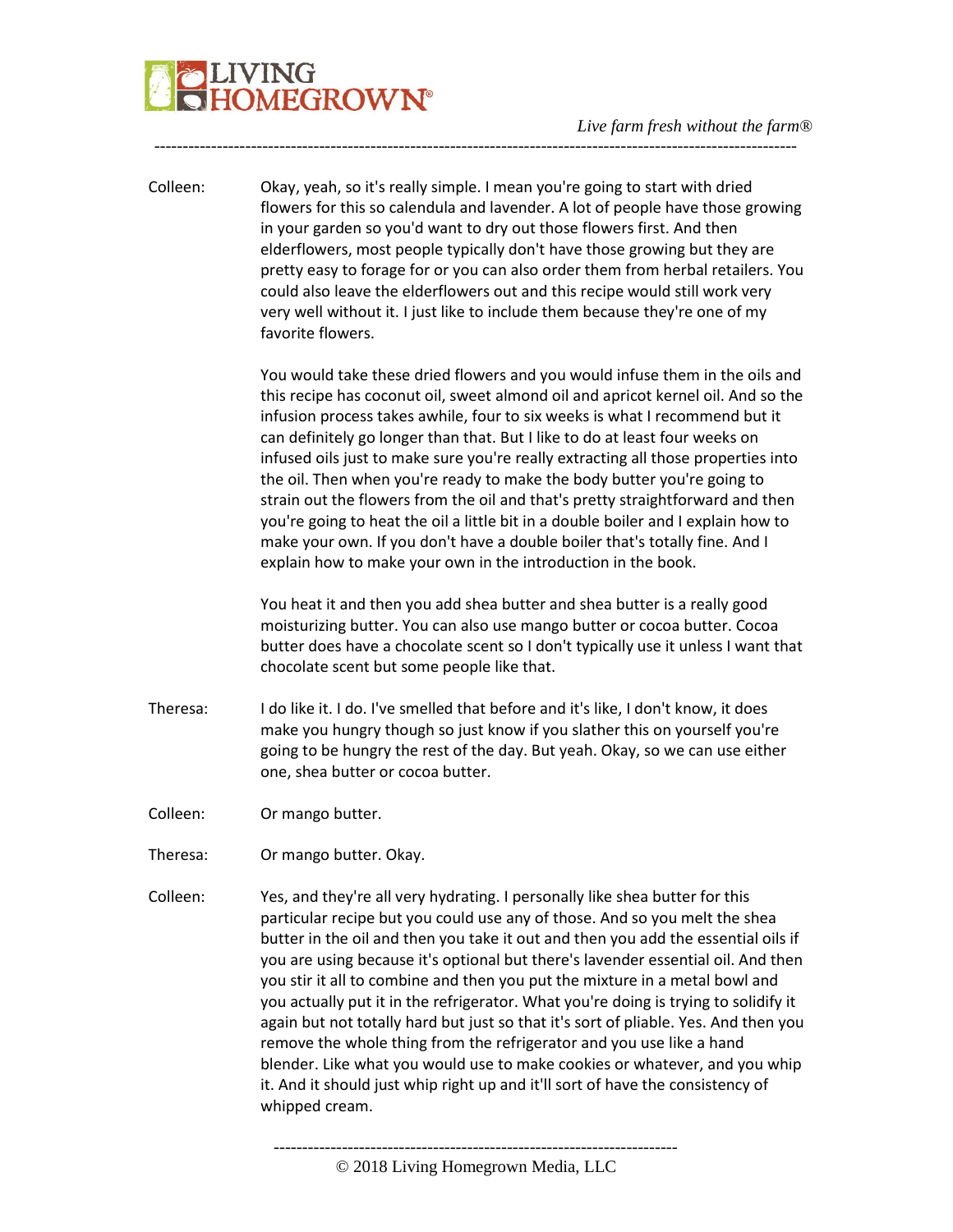Colleen: Okay, yeah, so it's really simple. I mean you're going to start with dried flowers for this so calendula and lavender. A lot of people have those growing in your garden so you'd want to dry out those flowers first. And then elderflowers, most people typically don't have those growing but they are pretty easy to forage for or you can also order them from herbal retailers. You could also leave the elderflowers out and this recipe would still work very very well without it. I just like to include them because they're one of my favorite flowers.

You would take these dried flowers and you would infuse them in the oils and this recipe has coconut oil, sweet almond oil and apricot kernel oil. And so the infusion process takes awhile, four to six weeks is what I recommend but it can definitely go longer than that. But I like to do at least four weeks on infused oils just to make sure you're really extracting all those properties into the oil. Then when you're ready to make the body butter you're going to strain out the flowers from the oil and that's pretty straightforward and then you're going to heat the oil a little bit in a double boiler and I explain how to make your own. If you don't have a double boiler that's totally fine. And I explain how to make your own in the introduction in the book.

You heat it and then you add shea butter and shea butter is a really good moisturizing butter. You can also use mango butter or cocoa butter. Cocoa butter does have a chocolate scent so I don't typically use it unless I want that chocolate scent but some people like that.

Theresa: I do like it. I do. I've smelled that before and it's like, I don't know, it does make you hungry though so just know if you slather this on yourself you're going to be hungry the rest of the day. But yeah. Okay, so we can use either one, shea butter or cocoa butter.

Colleen: Or mango butter.

Theresa: Or mango butter. Okay.

Colleen: Yes, and they're all very hydrating. I personally like shea butter for this particular recipe but you could use any of those. And so you melt the shea butter in the oil and then you take it out and then you add the essential oils if you are using because it's optional but there's lavender essential oil. And then you stir it all to combine and then you put the mixture in a metal bowl and you actually put it in the refrigerator. What you're doing is trying to solidify it again but not totally hard but just so that it's sort of pliable. Yes. And then you remove the whole thing from the refrigerator and you use like a hand blender. Like what you would use to make cookies or whatever, and you whip it. And it should just whip right up and it'll sort of have the consistency of whipped cream.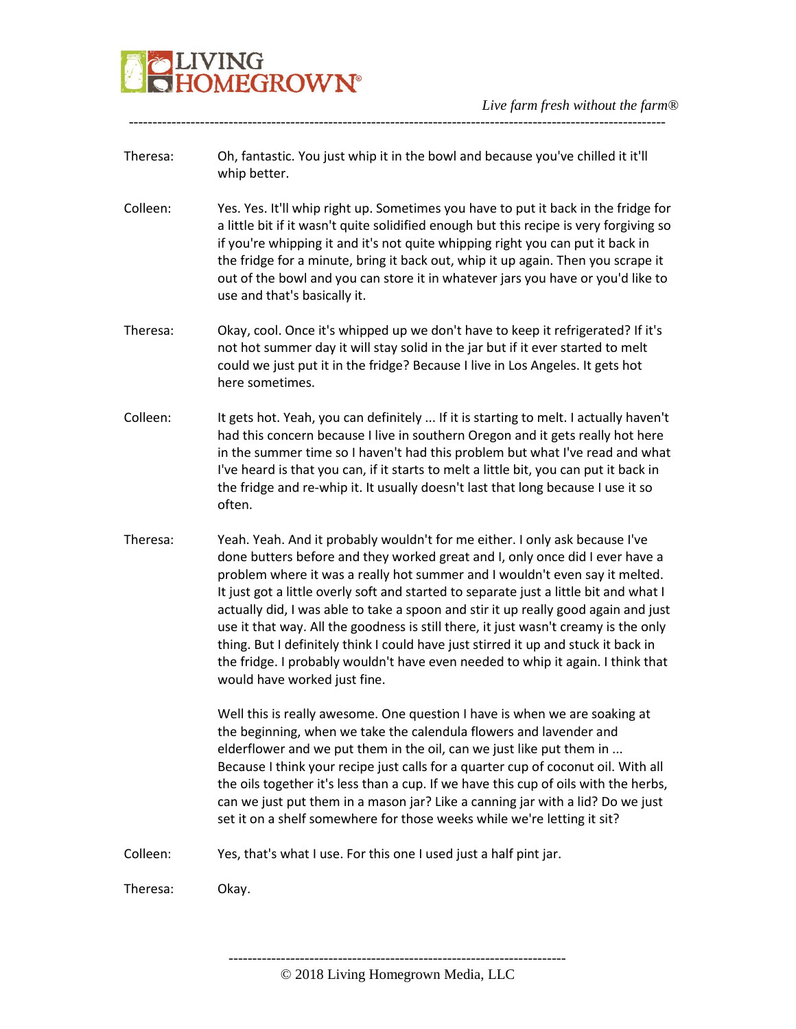Theresa: Oh, fantastic. You just whip it in the bowl and because you've chilled it it'll whip better.

Colleen: Yes. Yes. It'll whip right up. Sometimes you have to put it back in the fridge for a little bit if it wasn't quite solidified enough but this recipe is very forgiving so if you're whipping it and it's not quite whipping right you can put it back in the fridge for a minute, bring it back out, whip it up again. Then you scrape it out of the bowl and you can store it in whatever jars you have or you'd like to use and that's basically it.

Theresa: Okay, cool. Once it's whipped up we don't have to keep it refrigerated? If it's not hot summer day it will stay solid in the jar but if it ever started to melt could we just put it in the fridge? Because I live in Los Angeles. It gets hot here sometimes.

Colleen: It gets hot. Yeah, you can definitely ... If it is starting to melt. I actually haven't had this concern because I live in southern Oregon and it gets really hot here in the summer time so I haven't had this problem but what I've read and what I've heard is that you can, if it starts to melt a little bit, you can put it back in the fridge and re-whip it. It usually doesn't last that long because I use it so often.

Theresa: Yeah. Yeah. And it probably wouldn't for me either. I only ask because I've done butters before and they worked great and I, only once did I ever have a problem where it was a really hot summer and I wouldn't even say it melted. It just got a little overly soft and started to separate just a little bit and what I actually did, I was able to take a spoon and stir it up really good again and just use it that way. All the goodness is still there, it just wasn't creamy is the only thing. But I definitely think I could have just stirred it up and stuck it back in the fridge. I probably wouldn't have even needed to whip it again. I think that would have worked just fine.

Well this is really awesome. One question I have is when we are soaking at the beginning, when we take the calendula flowers and lavender and elderflower and we put them in the oil, can we just like put them in ... Because I think your recipe just calls for a quarter cup of coconut oil. With all the oils together it's less than a cup. If we have this cup of oils with the herbs, can we just put them in a mason jar? Like a canning jar with a lid? Do we just set it on a shelf somewhere for those weeks while we're letting it sit?

Colleen: Yes, that's what I use. For this one I used just a half pint jar.

Theresa: Okay.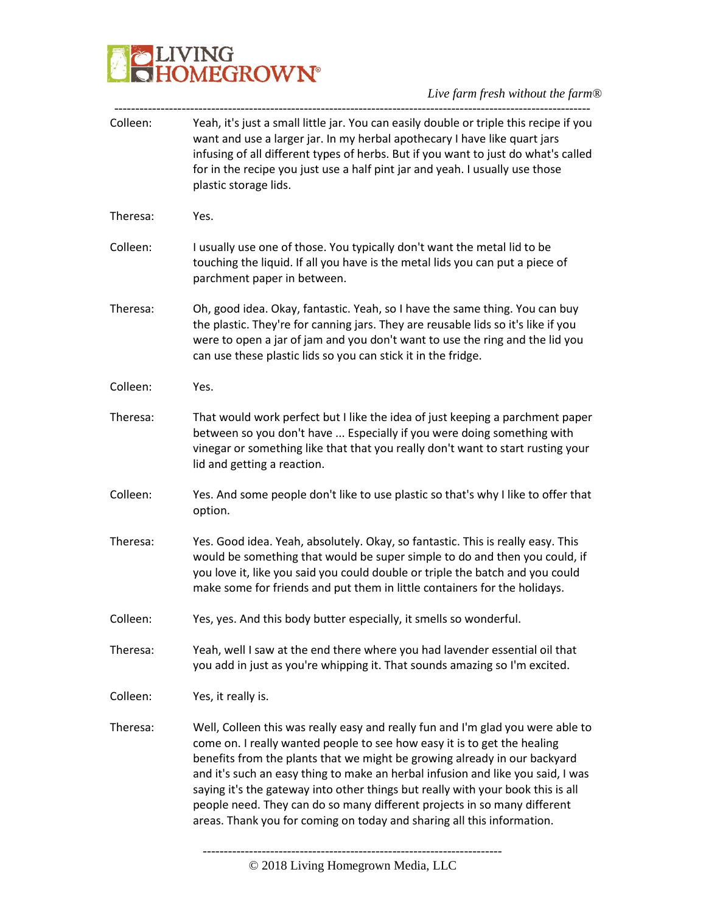Colleen: Yeah, it's just a small little jar. You can easily double or triple this recipe if you want and use a larger jar. In my herbal apothecary I have like quart jars infusing of all different types of herbs. But if you want to just do what's called for in the recipe you just use a half pint jar and yeah. I usually use those plastic storage lids.

Theresa: Yes.

Colleen: I usually use one of those. You typically don't want the metal lid to be touching the liquid. If all you have is the metal lids you can put a piece of parchment paper in between.

Theresa: Oh, good idea. Okay, fantastic. Yeah, so I have the same thing. You can buy the plastic. They're for canning jars. They are reusable lids so it's like if you were to open a jar of jam and you don't want to use the ring and the lid you can use these plastic lids so you can stick it in the fridge.

Colleen: Yes.

Theresa: That would work perfect but I like the idea of just keeping a parchment paper between so you don't have ... Especially if you were doing something with vinegar or something like that that you really don't want to start rusting your lid and getting a reaction.

Colleen: Yes. And some people don't like to use plastic so that's why I like to offer that option.

Theresa: Yes. Good idea. Yeah, absolutely. Okay, so fantastic. This is really easy. This would be something that would be super simple to do and then you could, if you love it, like you said you could double or triple the batch and you could make some for friends and put them in little containers for the holidays.

Colleen: Yes, yes. And this body butter especially, it smells so wonderful.

Theresa: Yeah, well I saw at the end there where you had lavender essential oil that you add in just as you're whipping it. That sounds amazing so I'm excited.

Colleen: Yes, it really is.

Theresa: Well, Colleen this was really easy and really fun and I'm glad you were able to come on. I really wanted people to see how easy it is to get the healing benefits from the plants that we might be growing already in our backyard and it's such an easy thing to make an herbal infusion and like you said, I was saying it's the gateway into other things but really with your book this is all people need. They can do so many different projects in so many different areas. Thank you for coming on today and sharing all this information.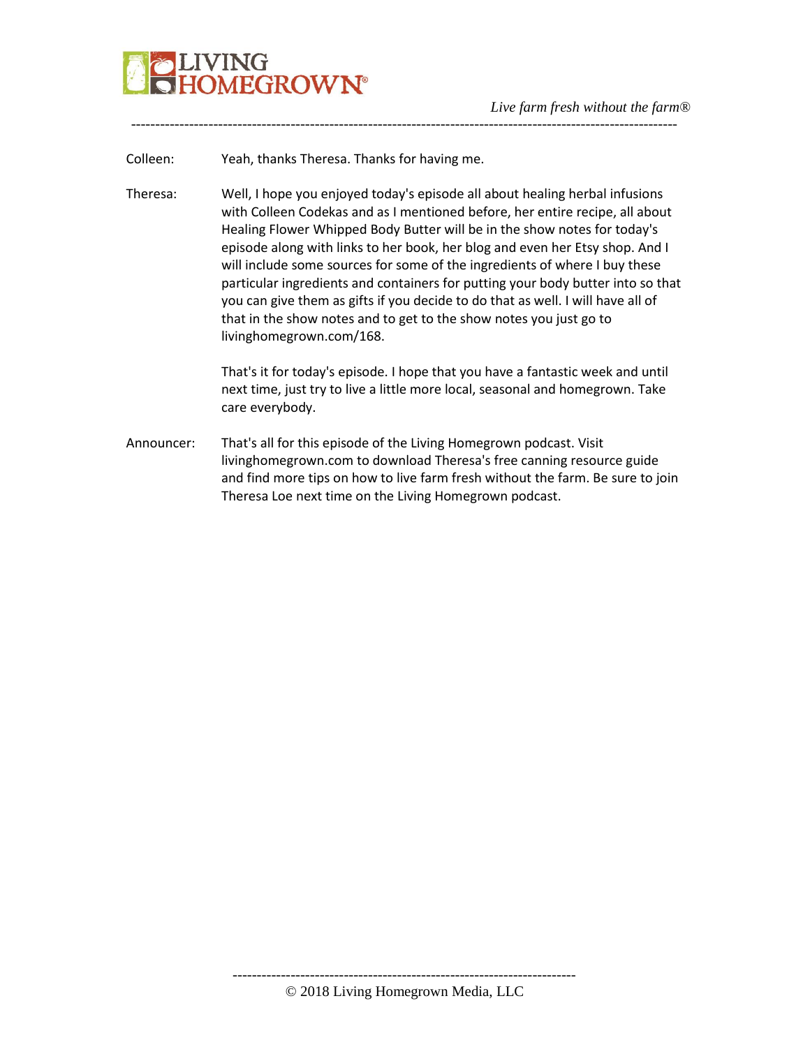Colleen: Yeah, thanks Theresa. Thanks for having me.

Theresa: Well, I hope you enjoyed today's episode all about healing herbal infusions with Colleen Codekas and as I mentioned before, her entire recipe, all about Healing Flower Whipped Body Butter will be in the show notes for today's episode along with links to her book, her blog and even her Etsy shop. And I will include some sources for some of the ingredients of where I buy these particular ingredients and containers for putting your body butter into so that you can give them as gifts if you decide to do that as well. I will have all of that in the show notes and to get to the show notes you just go to livinghomegrown.com/168.

That's it for today's episode. I hope that you have a fantastic week and until next time, just try to live a little more local, seasonal and homegrown. Take care everybody.

Announcer: That's all for this episode of the Living Homegrown podcast. Visit livinghomegrown.com to download Theresa's free canning resource guide and find more tips on how to live farm fresh without the farm. Be sure to join Theresa Loe next time on the Living Homegrown podcast.